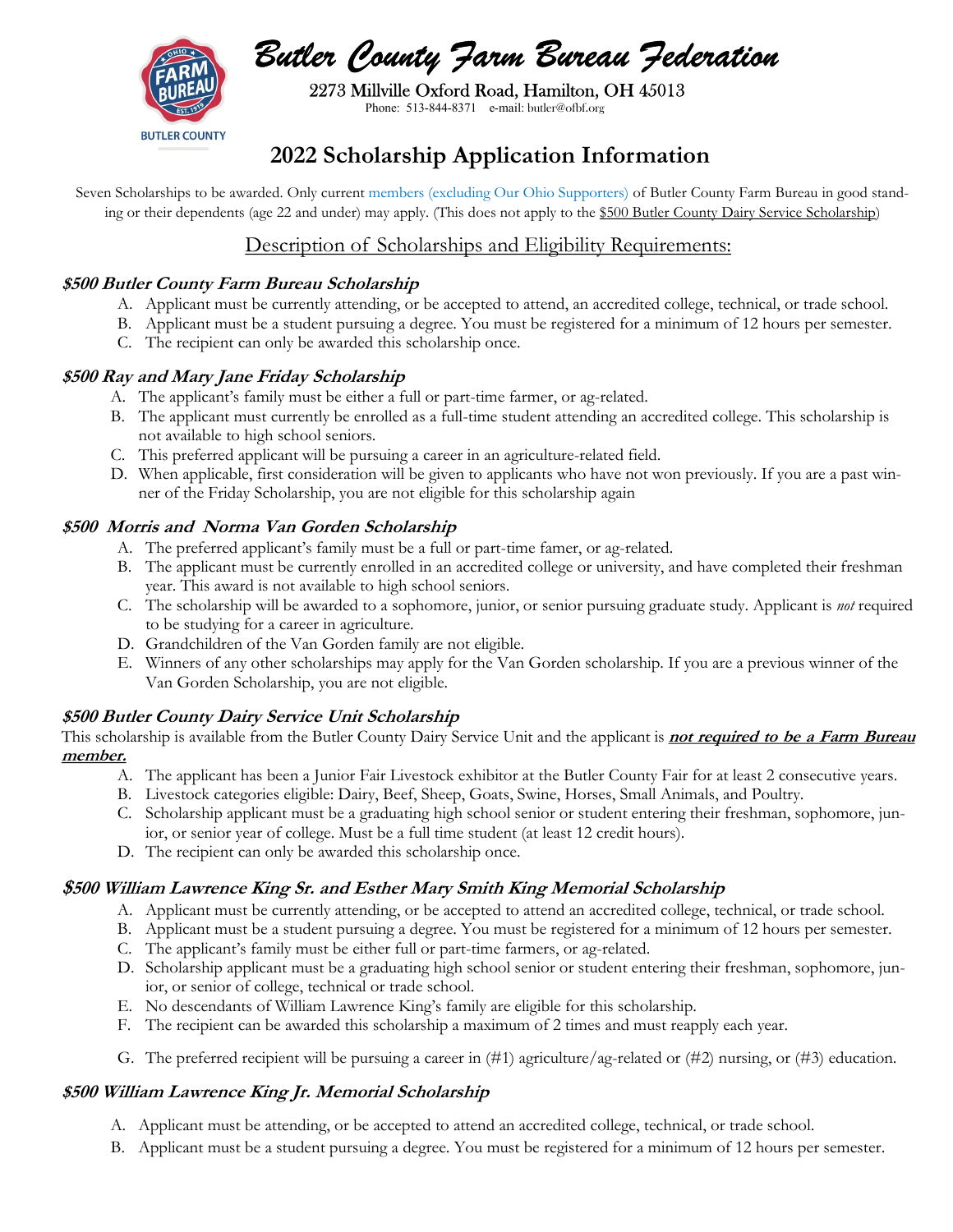# Butler County Farm Bureau Federation

2273 Millville Oxford Road, Hamilton, OH 45013

Phone: 513-844-8371 e-mail: butler@ofbf.org

## 2022 Scholarship Application Information

Seven Scholarships to be awarded. Only current members (excluding Our Ohio Supporters) of Butler County Farm Bureau in good standing or their dependents (age 22 and under) may apply. (This does not apply to the $500 Butler County Dairy Service Scholarship)

### Description of Scholarships and Eligibility Requirements:

#### *$500 Butler County Farm Bureau Scholarship*

A. Applicant must be currently attending, or be accepted to attend, an accredited college, technical, or trade school.
B. Applicant must be a student pursuing a degree. You must be registered for a minimum of 12 hours per semester.
C. The recipient can only be awarded this scholarship once.

#### *$500 Ray and Mary Jane Friday Scholarship*

A. The applicant's family must be either a full or part-time farmer, or ag-related.
B. The applicant must currently be enrolled as a full-time student attending an accredited college. This scholarship is not available to high school seniors.
C. This preferred applicant will be pursuing a career in an agriculture-related field.
D. When applicable, first consideration will be given to applicants who have not won previously. If you are a past winner of the Friday Scholarship, you are not eligible for this scholarship again

#### *$500 Morris and Norma Van Gorden Scholarship*

A. The preferred applicant's family must be a full or part-time famer, or ag-related.
B. The applicant must be currently enrolled in an accredited college or university, and have completed their freshman year. This award is not available to high school seniors.
C. The scholarship will be awarded to a sophomore, junior, or senior pursuing graduate study. Applicant is *not* required to be studying for a career in agriculture.
D. Grandchildren of the Van Gorden family are not eligible.
E. Winners of any other scholarships may apply for the Van Gorden scholarship. If you are a previous winner of the Van Gorden Scholarship, you are not eligible.

#### *$500 Butler County Dairy Service Unit Scholarship*

This scholarship is available from the Butler County Dairy Service Unit and the applicant is ***not required to be a Farm Bureau member.***

A. The applicant has been a Junior Fair Livestock exhibitor at the Butler County Fair for at least 2 consecutive years.
B. Livestock categories eligible: Dairy, Beef, Sheep, Goats, Swine, Horses, Small Animals, and Poultry.
C. Scholarship applicant must be a graduating high school senior or student entering their freshman, sophomore, junior, or senior year of college. Must be a full time student (at least 12 credit hours).
D. The recipient can only be awarded this scholarship once.

#### *$500 William Lawrence King Sr. and Esther Mary Smith King Memorial Scholarship*

A. Applicant must be currently attending, or be accepted to attend an accredited college, technical, or trade school.
B. Applicant must be a student pursuing a degree. You must be registered for a minimum of 12 hours per semester.
C. The applicant's family must be either full or part-time farmers, or ag-related.
D. Scholarship applicant must be a graduating high school senior or student entering their freshman, sophomore, junior, or senior of college, technical or trade school.
E. No descendants of William Lawrence King's family are eligible for this scholarship.
F. The recipient can be awarded this scholarship a maximum of 2 times and must reapply each year.
G. The preferred recipient will be pursuing a career in (#1) agriculture/ag-related or (#2) nursing, or (#3) education.

#### *$500 William Lawrence King Jr. Memorial Scholarship*

A. Applicant must be attending, or be accepted to attend an accredited college, technical, or trade school.
B. Applicant must be a student pursuing a degree. You must be registered for a minimum of 12 hours per semester.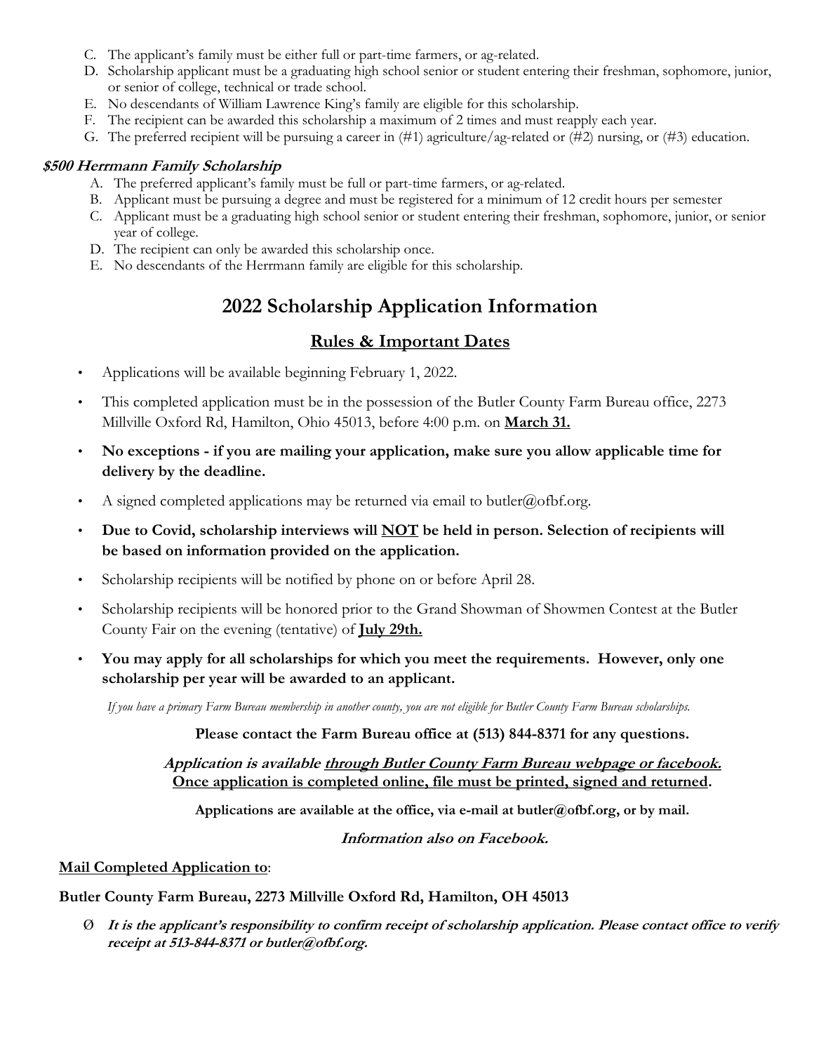C. The applicant's family must be either full or part-time farmers, or ag-related.
D. Scholarship applicant must be a graduating high school senior or student entering their freshman, sophomore, junior, or senior of college, technical or trade school.
E. No descendants of William Lawrence King's family are eligible for this scholarship.
F. The recipient can be awarded this scholarship a maximum of 2 times and must reapply each year.
G. The preferred recipient will be pursuing a career in (#1) agriculture/ag-related or (#2) nursing, or (#3) education.

***$500 Herrmann Family Scholarship***

A. The preferred applicant's family must be full or part-time farmers, or ag-related.
B. Applicant must be pursuing a degree and must be registered for a minimum of 12 credit hours per semester
C. Applicant must be a graduating high school senior or student entering their freshman, sophomore, junior, or senior year of college.
D. The recipient can only be awarded this scholarship once.
E. No descendants of the Herrmann family are eligible for this scholarship.

# 2022 Scholarship Application Information

## Rules & Important Dates

- Applications will be available beginning February 1, 2022.
- This completed application must be in the possession of the Butler County Farm Bureau office, 2273 Millville Oxford Rd, Hamilton, Ohio 45013, before 4:00 p.m. on **March 31.**
- **No exceptions - if you are mailing your application, make sure you allow applicable time for delivery by the deadline.**
- A signed completed applications may be returned via email to butler@ofbf.org.
- **Due to Covid, scholarship interviews will NOT be held in person. Selection of recipients will be based on information provided on the application.**
- Scholarship recipients will be notified by phone on or before April 28.
- Scholarship recipients will be honored prior to the Grand Showman of Showmen Contest at the Butler County Fair on the evening (tentative) of **July 29th.**
- **You may apply for all scholarships for which you meet the requirements. However, only one scholarship per year will be awarded to an applicant.**

*If you have a primary Farm Bureau membership in another county, you are not eligible for Butler County Farm Bureau scholarships.*

**Please contact the Farm Bureau office at (513) 844-8371 for any questions.**

***Application is available through Butler County Farm Bureau webpage or facebook.***
**Once application is completed online, file must be printed, signed and returned.**

**Applications are available at the office, via e-mail at butler@ofbf.org, or by mail.**

***Information also on Facebook.***

**Mail Completed Application to**:

**Butler County Farm Bureau, 2273 Millville Oxford Rd, Hamilton, OH 45013**

- ***It is the applicant's responsibility to confirm receipt of scholarship application. Please contact office to verify receipt at 513-844-8371 or butler@ofbf.org.***